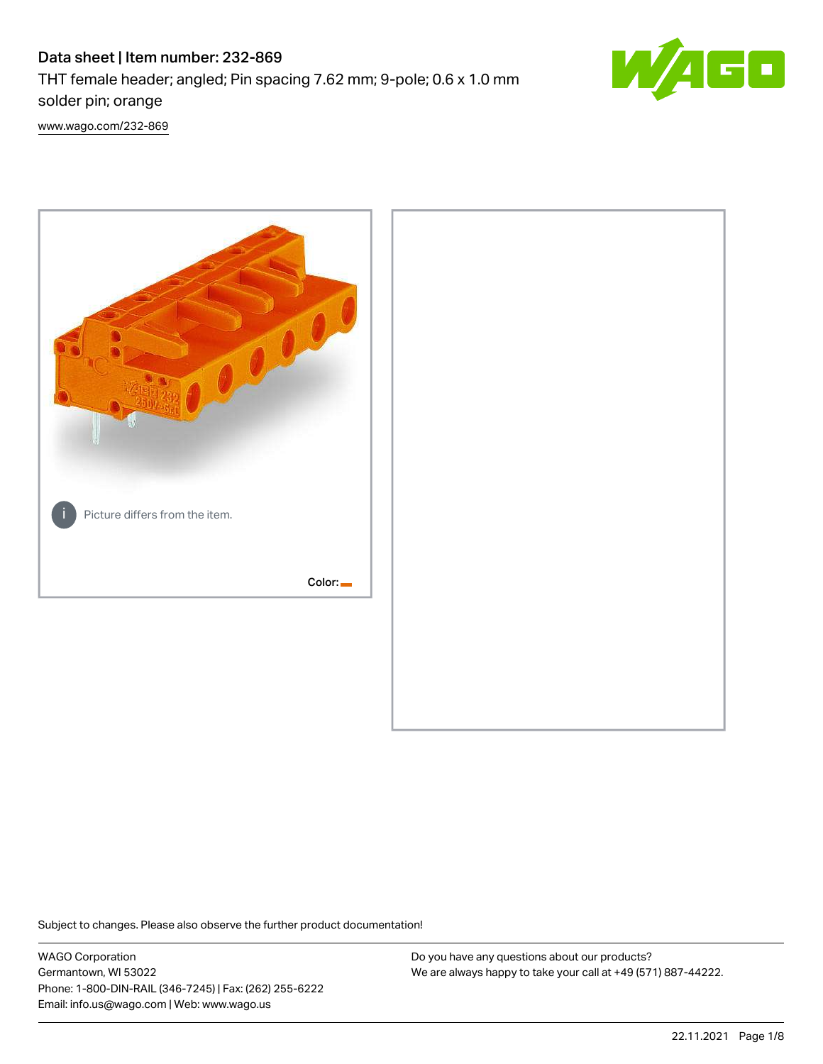# Data sheet | Item number: 232-869

THT female header; angled; Pin spacing 7.62 mm; 9-pole; 0.6 x 1.0 mm solder pin; orange

www.wago.com/232-869

Picture differs from the item.

Color:

Subject to changes. Please also observe the further product documentation!

WAGO Corporation
Germantown, WI 53022
Phone: 1-800-DIN-RAIL (346-7245) | Fax: (262) 255-6222
Email: info.us@wago.com | Web: www.wago.us

Do you have any questions about our products?
We are always happy to take your call at +49 (571) 887-44222.

22.11.2021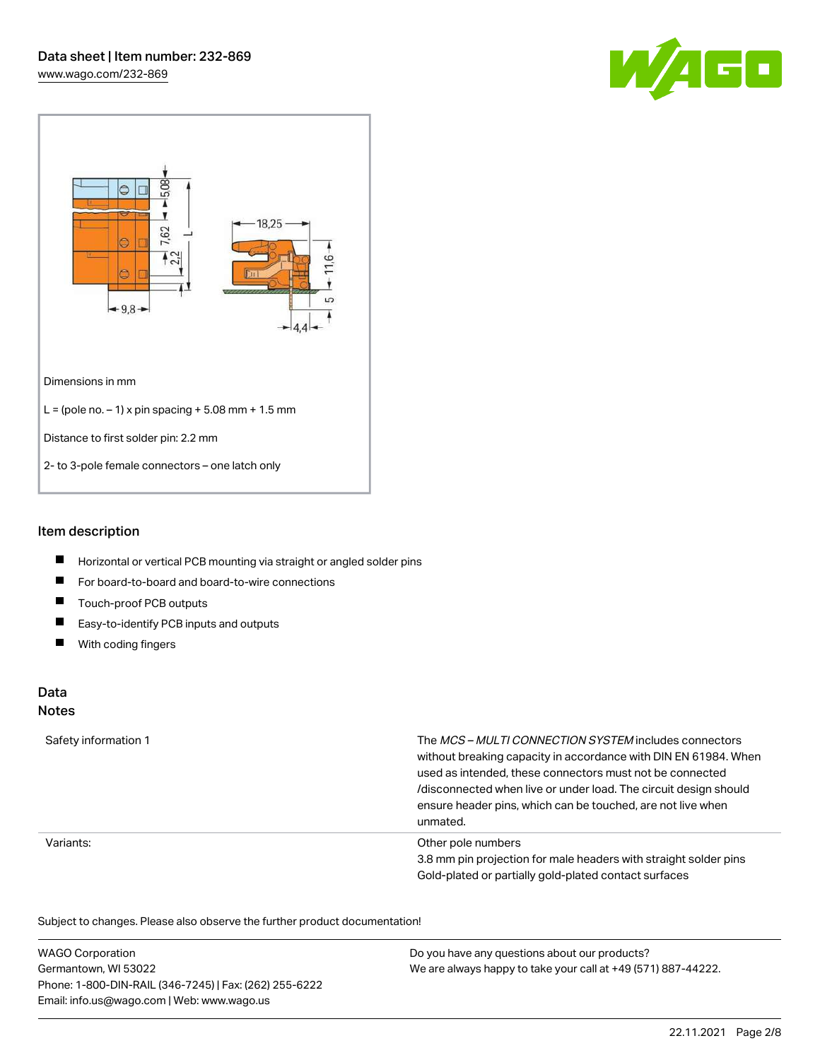Dimensions in mm

L = (pole no. – 1) x pin spacing + 5.08 mm + 1.5 mm

Distance to first solder pin: 2.2 mm

2- to 3-pole female connectors – one latch only

## Item description

- Horizontal or vertical PCB mounting via straight or angled solder pins
- For board-to-board and board-to-wire connections
- Touch-proof PCB outputs
- Easy-to-identify PCB inputs and outputs
- With coding fingers

## Data

### Notes

| | |
|---|---|
| Safety information 1 | The *MCS – MULTI CONNECTION SYSTEM* includes connectors without breaking capacity in accordance with DIN EN 61984. When used as intended, these connectors must not be connected /disconnected when live or under load. The circuit design should ensure header pins, which can be touched, are not live when unmated. |
| Variants: | Other pole numbers<br>3.8 mm pin projection for male headers with straight solder pins<br>Gold-plated or partially gold-plated contact surfaces |

Subject to changes. Please also observe the further product documentation!

WAGO Corporation
Germantown, WI 53022
Phone: 1-800-DIN-RAIL (346-7245) | Fax: (262) 255-6222
Email: info.us@wago.com | Web: www.wago.us

Do you have any questions about our products?
We are always happy to take your call at +49 (571) 887-44222.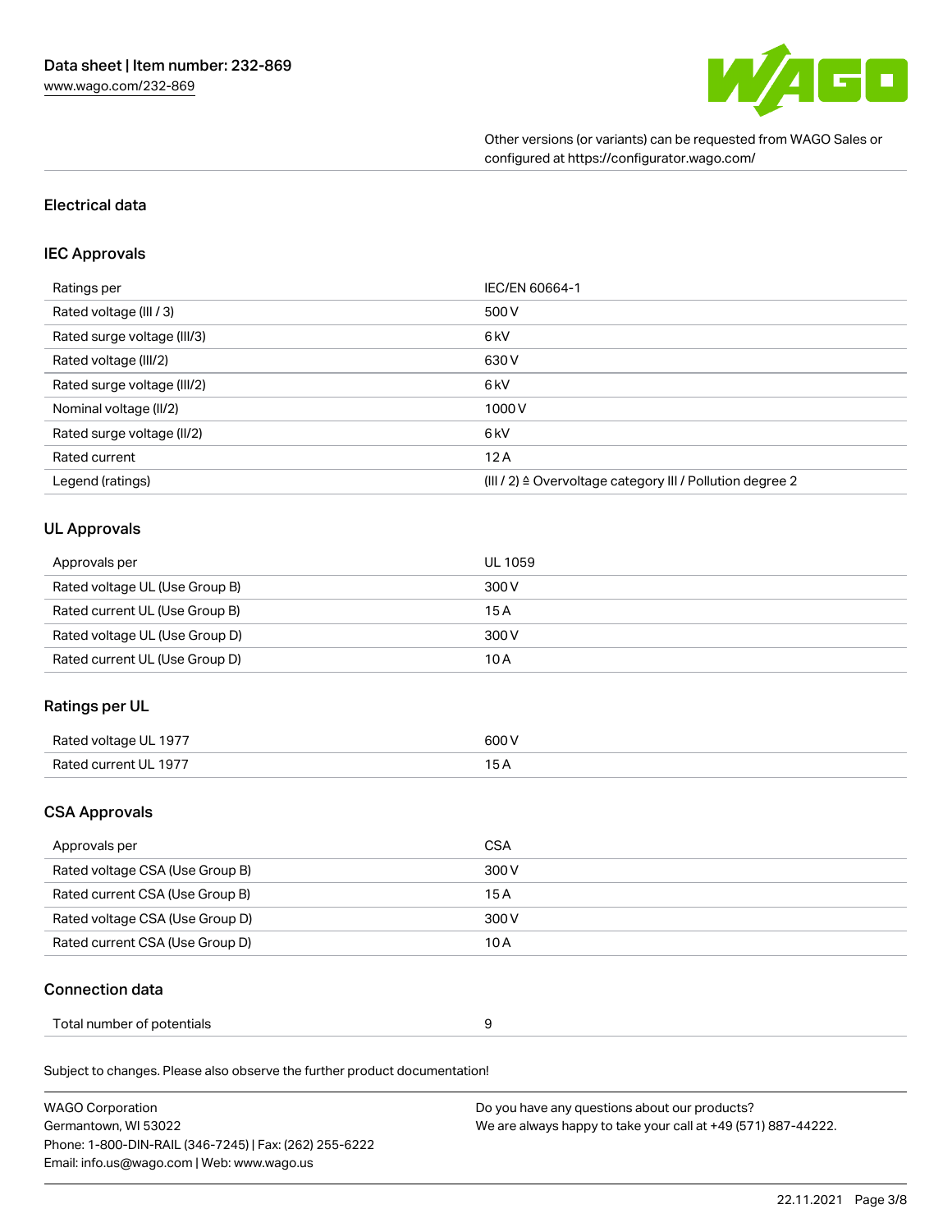Other versions (or variants) can be requested from WAGO Sales or configured at https://configurator.wago.com/

## Electrical data

### IEC Approvals

| Ratings per | IEC/EN 60664-1 |
| --- | --- |
| Rated voltage (III / 3) | 500 V |
| Rated surge voltage (III/3) | 6 kV |
| Rated voltage (III/2) | 630 V |
| Rated surge voltage (III/2) | 6 kV |
| Nominal voltage (II/2) | 1000 V |
| Rated surge voltage (II/2) | 6 kV |
| Rated current | 12 A |
| Legend (ratings) | (III / 2) ≙ Overvoltage category III / Pollution degree 2 |

### UL Approvals

| Approvals per | UL 1059 |
| --- | --- |
| Rated voltage UL (Use Group B) | 300 V |
| Rated current UL (Use Group B) | 15 A |
| Rated voltage UL (Use Group D) | 300 V |
| Rated current UL (Use Group D) | 10 A |

### Ratings per UL

| Rated voltage UL 1977 | 600 V |
| --- | --- |
| Rated current UL 1977 | 15 A |

### CSA Approvals

| Approvals per | CSA |
| --- | --- |
| Rated voltage CSA (Use Group B) | 300 V |
| Rated current CSA (Use Group B) | 15 A |
| Rated voltage CSA (Use Group D) | 300 V |
| Rated current CSA (Use Group D) | 10 A |

### Connection data

| Total number of potentials | 9 |
| --- | --- |

Subject to changes. Please also observe the further product documentation!

WAGO Corporation
Germantown, WI 53022
Phone: 1-800-DIN-RAIL (346-7245) | Fax: (262) 255-6222
Email: info.us@wago.com | Web: www.wago.us

Do you have any questions about our products?
We are always happy to take your call at +49 (571) 887-44222.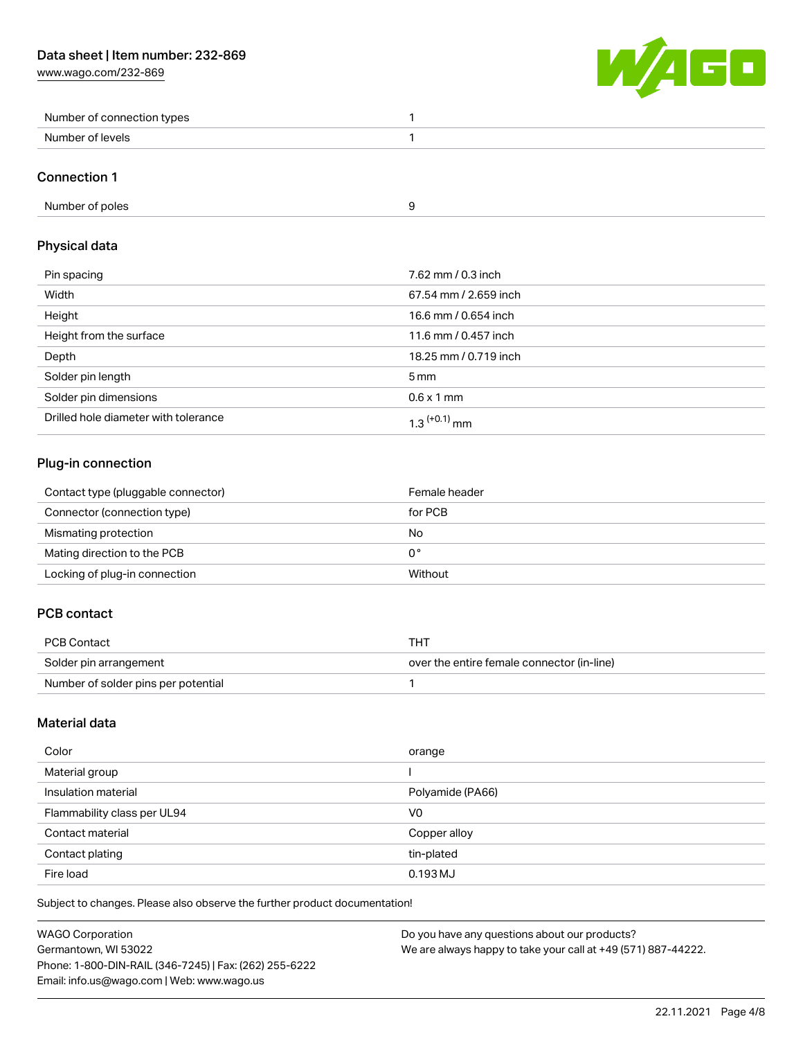| | |
|---|---|
| Number of connection types | 1 |
| Number of levels | 1 |

## Connection 1

| | |
|---|---|
| Number of poles | 9 |

## Physical data

| | |
|---|---|
| Pin spacing | 7.62 mm / 0.3 inch |
| Width | 67.54 mm / 2.659 inch |
| Height | 16.6 mm / 0.654 inch |
| Height from the surface | 11.6 mm / 0.457 inch |
| Depth | 18.25 mm / 0.719 inch |
| Solder pin length | 5 mm |
| Solder pin dimensions | 0.6 x 1 mm |
| Drilled hole diameter with tolerance | $1.3^{(+0.1)}$ mm |

## Plug-in connection

| | |
|---|---|
| Contact type (pluggable connector) | Female header |
| Connector (connection type) | for PCB |
| Mismating protection | No |
| Mating direction to the PCB | 0° |
| Locking of plug-in connection | Without |

## PCB contact

| | |
|---|---|
| PCB Contact | THT |
| Solder pin arrangement | over the entire female connector (in-line) |
| Number of solder pins per potential | 1 |

## Material data

| | |
|---|---|
| Color | orange |
| Material group | I |
| Insulation material | Polyamide (PA66) |
| Flammability class per UL94 | V0 |
| Contact material | Copper alloy |
| Contact plating | tin-plated |
| Fire load | 0.193 MJ |

Subject to changes. Please also observe the further product documentation!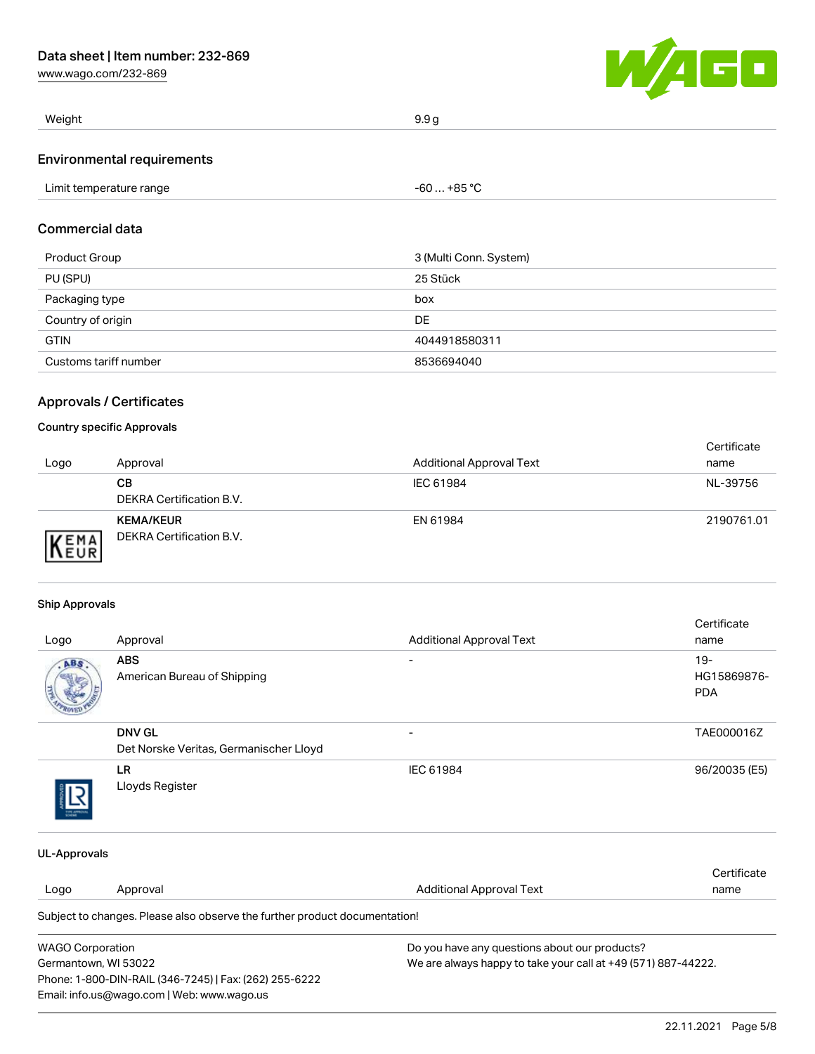| | |
|---|---|
| Weight | 9.9 g |

## Environmental requirements

| | |
|---|---|
| Limit temperature range | -60 … +85 °C |

## Commercial data

| | |
|---|---|
| Product Group | 3 (Multi Conn. System) |
| PU (SPU) | 25 Stück |
| Packaging type | box |
| Country of origin | DE |
| GTIN | 4044918580311 |
| Customs tariff number | 8536694040 |

## Approvals / Certificates

### Country specific Approvals

| Logo | Approval | Additional Approval Text | Certificate name |
|---|---|---|---|
| | **CB**<br>DEKRA Certification B.V. | IEC 61984 | NL-39756 |
| | **KEMA/KEUR**<br>DEKRA Certification B.V. | EN 61984 | 2190761.01 |

### Ship Approvals

| Logo | Approval | Additional Approval Text | Certificate name |
|---|---|---|---|
| | **ABS**<br>American Bureau of Shipping | - | 19-HG15869876-PDA |
| | **DNV GL**<br>Det Norske Veritas, Germanischer Lloyd | - | TAE000016Z |
| | **LR**<br>Lloyds Register | IEC 61984 | 96/20035 (E5) |

### UL-Approvals

| Logo | Approval | Additional Approval Text | Certificate name |
|---|---|---|---|

Subject to changes. Please also observe the further product documentation!

WAGO Corporation
Germantown, WI 53022
Phone: 1-800-DIN-RAIL (346-7245) | Fax: (262) 255-6222
Email: info.us@wago.com | Web: www.wago.us

Do you have any questions about our products?
We are always happy to take your call at +49 (571) 887-44222.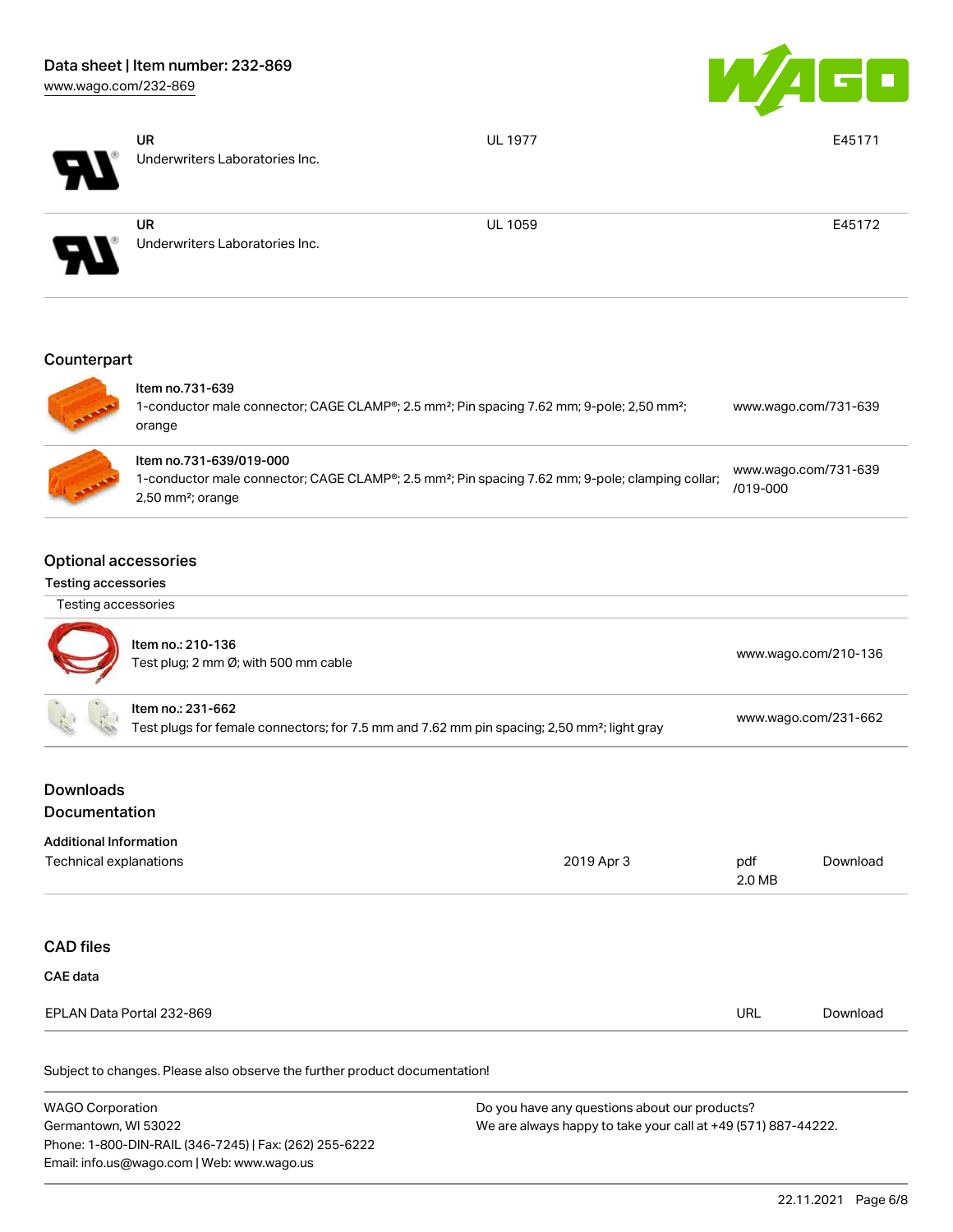| | | | |
|---|---|---|---|
| | **UR** Underwriters Laboratories Inc. | UL 1977 | E45171 |
| | **UR** Underwriters Laboratories Inc. | UL 1059 | E45172 |

## Counterpart

| | | |
|---|---|---|
| | **Item no.731-639** 1-conductor male connector; CAGE CLAMP®; 2.5 mm²; Pin spacing 7.62 mm; 9-pole; 2,50 mm²; orange | www.wago.com/731-639 |
| | **Item no.731-639/019-000** 1-conductor male connector; CAGE CLAMP®; 2.5 mm²; Pin spacing 7.62 mm; 9-pole; clamping collar; 2,50 mm²; orange | www.wago.com/731-639/019-000 |

## Optional accessories

### Testing accessories

Testing accessories

| | | |
|---|---|---|
| | **Item no.: 210-136** Test plug; 2 mm Ø; with 500 mm cable | www.wago.com/210-136 |
| | **Item no.: 231-662** Test plugs for female connectors; for 7.5 mm and 7.62 mm pin spacing; 2,50 mm²; light gray | www.wago.com/231-662 |

## Downloads

## Documentation

**Additional Information**

| | | | |
|---|---|---|---|
| Technical explanations | 2019 Apr 3 | pdf 2.0 MB | Download |

## CAD files

**CAE data**

| | | |
|---|---|---|
| EPLAN Data Portal 232-869 | URL | Download |

Subject to changes. Please also observe the further product documentation!

WAGO Corporation
Germantown, WI 53022
Phone: 1-800-DIN-RAIL (346-7245) | Fax: (262) 255-6222
Email: info.us@wago.com | Web: www.wago.us

Do you have any questions about our products?
We are always happy to take your call at +49 (571) 887-44222.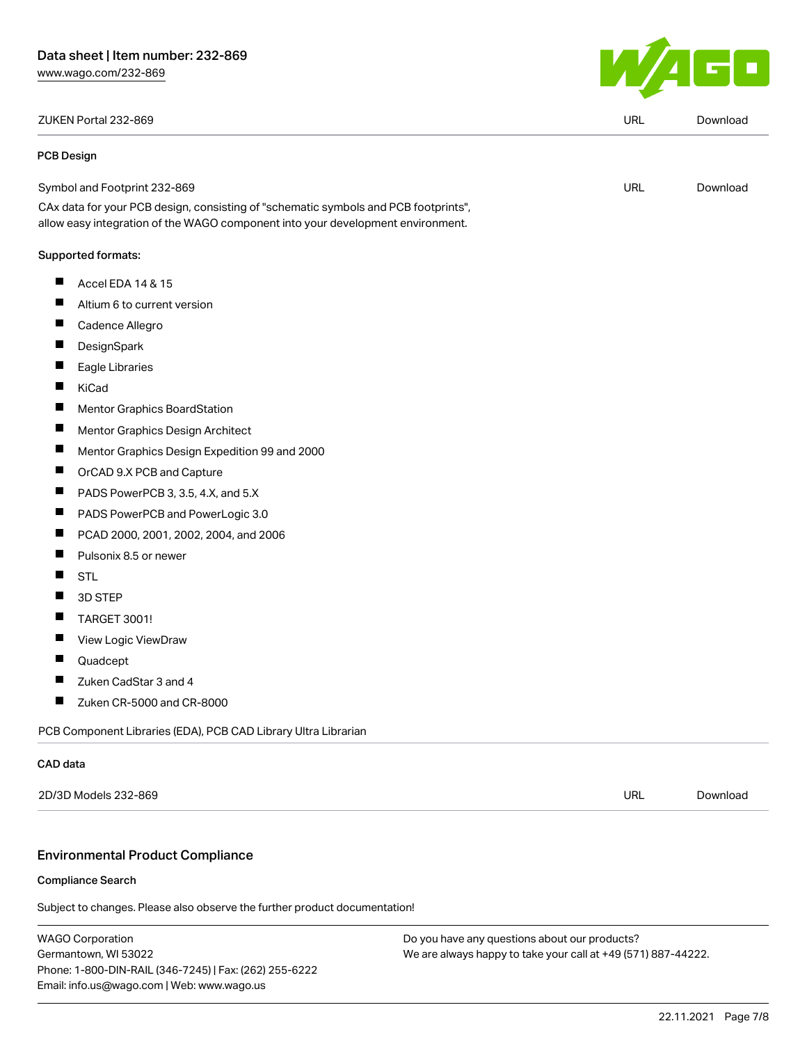| | | |
|---|---|---|
| ZUKEN Portal 232-869 | URL | Download |

### PCB Design

| | | |
|---|---|---|
| Symbol and Footprint 232-869 | URL | Download |

CAx data for your PCB design, consisting of "schematic symbols and PCB footprints", allow easy integration of the WAGO component into your development environment.

Supported formats:

- Accel EDA 14 & 15
- Altium 6 to current version
- Cadence Allegro
- DesignSpark
- Eagle Libraries
- KiCad
- Mentor Graphics BoardStation
- Mentor Graphics Design Architect
- Mentor Graphics Design Expedition 99 and 2000
- OrCAD 9.X PCB and Capture
- PADS PowerPCB 3, 3.5, 4.X, and 5.X
- PADS PowerPCB and PowerLogic 3.0
- PCAD 2000, 2001, 2002, 2004, and 2006
- Pulsonix 8.5 or newer
- STL
- 3D STEP
- TARGET 3001!
- View Logic ViewDraw
- Quadcept
- Zuken CadStar 3 and 4
- Zuken CR-5000 and CR-8000

PCB Component Libraries (EDA), PCB CAD Library Ultra Librarian

### CAD data

| | | |
|---|---|---|
| 2D/3D Models 232-869 | URL | Download |

## Environmental Product Compliance

### Compliance Search

Subject to changes. Please also observe the further product documentation!

WAGO Corporation
Germantown, WI 53022
Phone: 1-800-DIN-RAIL (346-7245) | Fax: (262) 255-6222
Email: info.us@wago.com | Web: www.wago.us

Do you have any questions about our products?
We are always happy to take your call at +49 (571) 887-44222.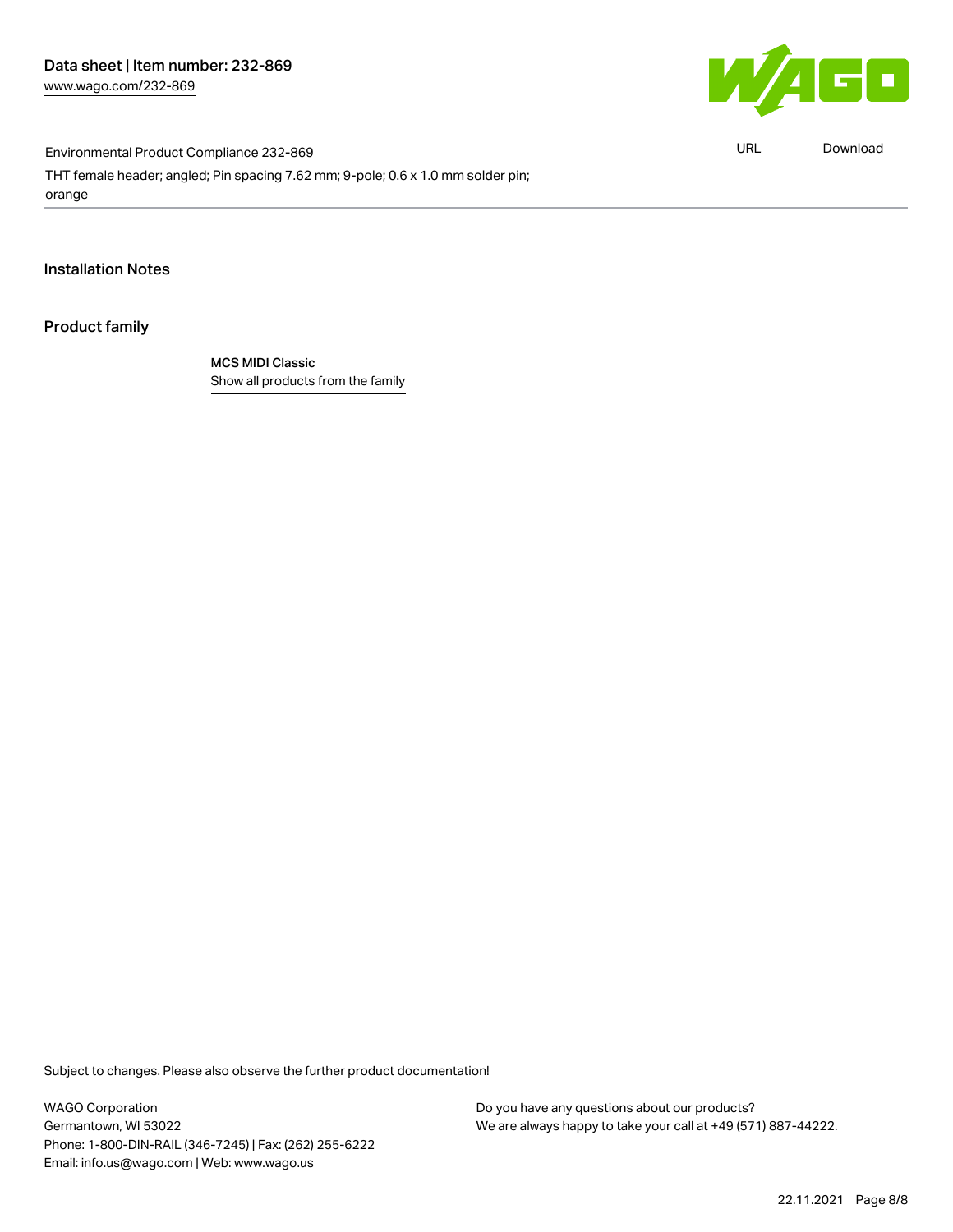Environmental Product Compliance 232-869

THT female header; angled; Pin spacing 7.62 mm; 9-pole; 0.6 x 1.0 mm solder pin; orange

URL Download

## Installation Notes

## Product family

**MCS MIDI Classic**
Show all products from the family

Subject to changes. Please also observe the further product documentation!

WAGO Corporation
Germantown, WI 53022
Phone: 1-800-DIN-RAIL (346-7245) | Fax: (262) 255-6222
Email: info.us@wago.com | Web: www.wago.us

Do you have any questions about our products?
We are always happy to take your call at +49 (571) 887-44222.

22.11.2021